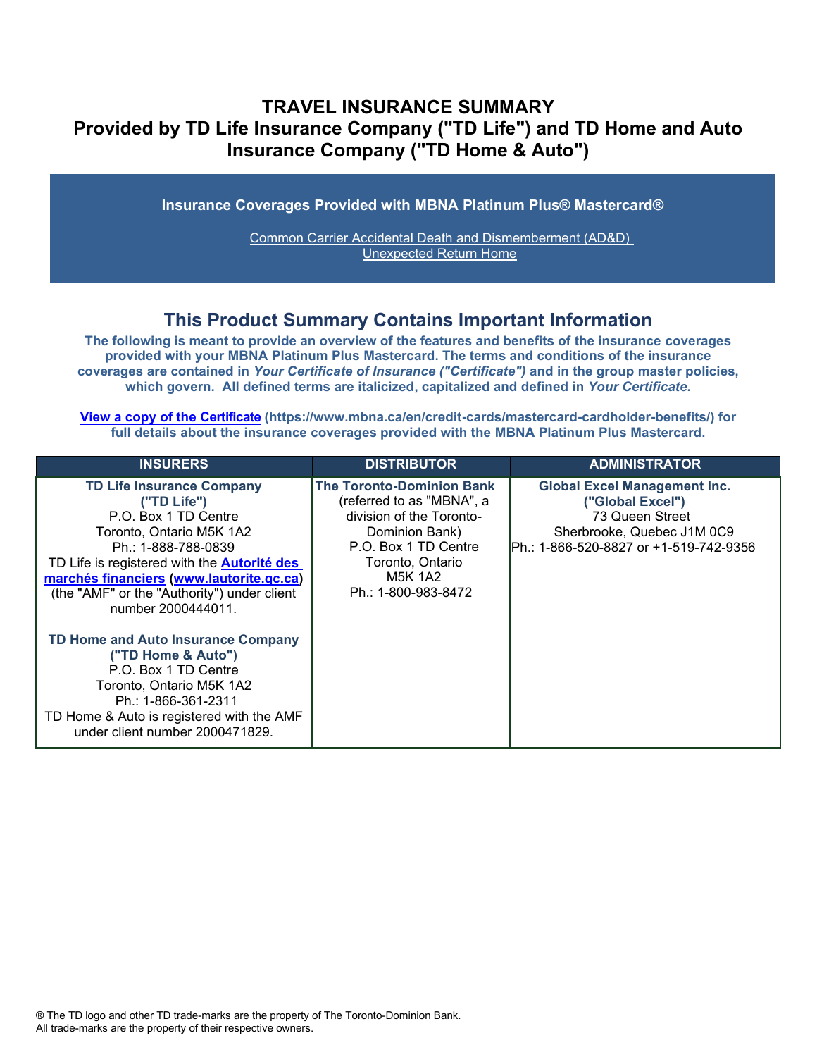# TRAVEL INSURANCE SUMMARY
# Provided by TD Life Insurance Company ("TD Life") and TD Home and Auto Insurance Company ("TD Home & Auto")

**Insurance Coverages Provided with MBNA Platinum Plus® Mastercard®**

Common Carrier Accidental Death and Dismemberment (AD&D)
Unexpected Return Home

## This Product Summary Contains Important Information

**The following is meant to provide an overview of the features and benefits of the insurance coverages provided with your MBNA Platinum Plus Mastercard. The terms and conditions of the insurance coverages are contained in *Your Certificate of Insurance ("Certificate")* and in the group master policies, which govern. All defined terms are italicized, capitalized and defined in *Your Certificate*.**

**View a copy of the Certificate (https://www.mbna.ca/en/credit-cards/mastercard-cardholder-benefits/) for full details about the insurance coverages provided with the MBNA Platinum Plus Mastercard.**

| INSURERS | DISTRIBUTOR | ADMINISTRATOR |
|---|---|---|
| **TD Life Insurance Company ("TD Life")**<br>P.O. Box 1 TD Centre<br>Toronto, Ontario M5K 1A2<br>Ph.: 1-888-788-0839<br>TD Life is registered with the **Autorité des marchés financiers** (**www.lautorite.qc.ca**) (the "AMF" or the "Authority") under client number 2000444011.<br><br>**TD Home and Auto Insurance Company ("TD Home & Auto")**<br>P.O. Box 1 TD Centre<br>Toronto, Ontario M5K 1A2<br>Ph.: 1-866-361-2311<br>TD Home & Auto is registered with the AMF under client number 2000471829. | **The Toronto-Dominion Bank** (referred to as "MBNA", a division of the Toronto-Dominion Bank)<br>P.O. Box 1 TD Centre<br>Toronto, Ontario<br>M5K 1A2<br>Ph.: 1-800-983-8472 | **Global Excel Management Inc. ("Global Excel")**<br>73 Queen Street<br>Sherbrooke, Quebec J1M 0C9<br>Ph.: 1-866-520-8827 or +1-519-742-9356 |

® The TD logo and other TD trade-marks are the property of The Toronto-Dominion Bank.
All trade-marks are the property of their respective owners.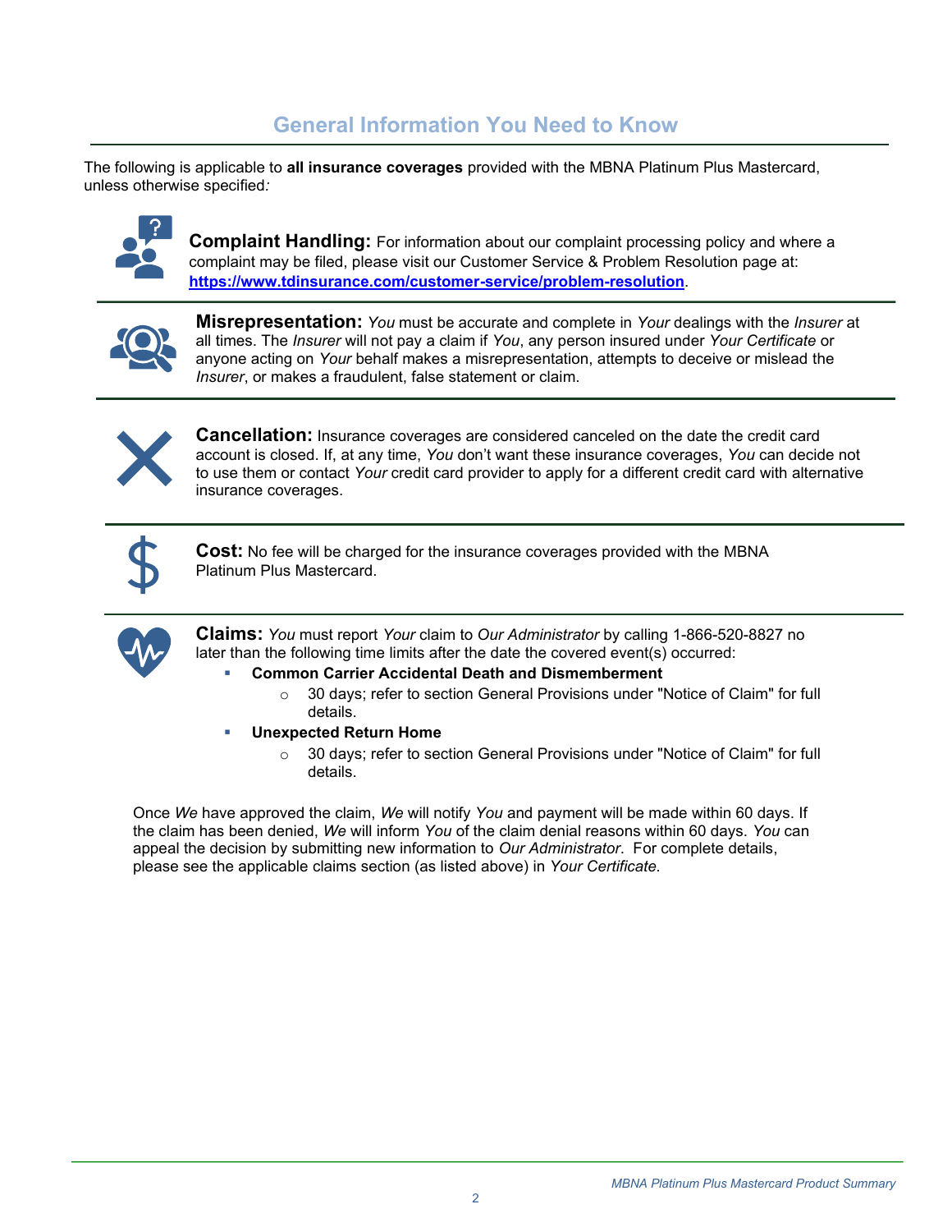## General Information You Need to Know

The following is applicable to **all insurance coverages** provided with the MBNA Platinum Plus Mastercard, unless otherwise specified*:*

**Complaint Handling:** For information about our complaint processing policy and where a complaint may be filed, please visit our Customer Service & Problem Resolution page at: **https://www.tdinsurance.com/customer-service/problem-resolution**.

**Misrepresentation:** *You* must be accurate and complete in *Your* dealings with the *Insurer* at all times. The *Insurer* will not pay a claim if *You*, any person insured under *Your Certificate* or anyone acting on *Your* behalf makes a misrepresentation, attempts to deceive or mislead the *Insurer*, or makes a fraudulent, false statement or claim.

**Cancellation:** Insurance coverages are considered canceled on the date the credit card account is closed. If, at any time, *You* don't want these insurance coverages, *You* can decide not to use them or contact *Your* credit card provider to apply for a different credit card with alternative insurance coverages.

**Cost:** No fee will be charged for the insurance coverages provided with the MBNA Platinum Plus Mastercard.

**Claims:** *You* must report *Your* claim to *Our Administrator* by calling 1-866-520-8827 no later than the following time limits after the date the covered event(s) occurred:

- **Common Carrier Accidental Death and Dismemberment**
  - 30 days; refer to section General Provisions under "Notice of Claim" for full details.
- **Unexpected Return Home**
  - 30 days; refer to section General Provisions under "Notice of Claim" for full details.

Once *We* have approved the claim, *We* will notify *You* and payment will be made within 60 days. If the claim has been denied, *We* will inform *You* of the claim denial reasons within 60 days. *You* can appeal the decision by submitting new information to *Our Administrator*. For complete details, please see the applicable claims section (as listed above) in *Your Certificate*.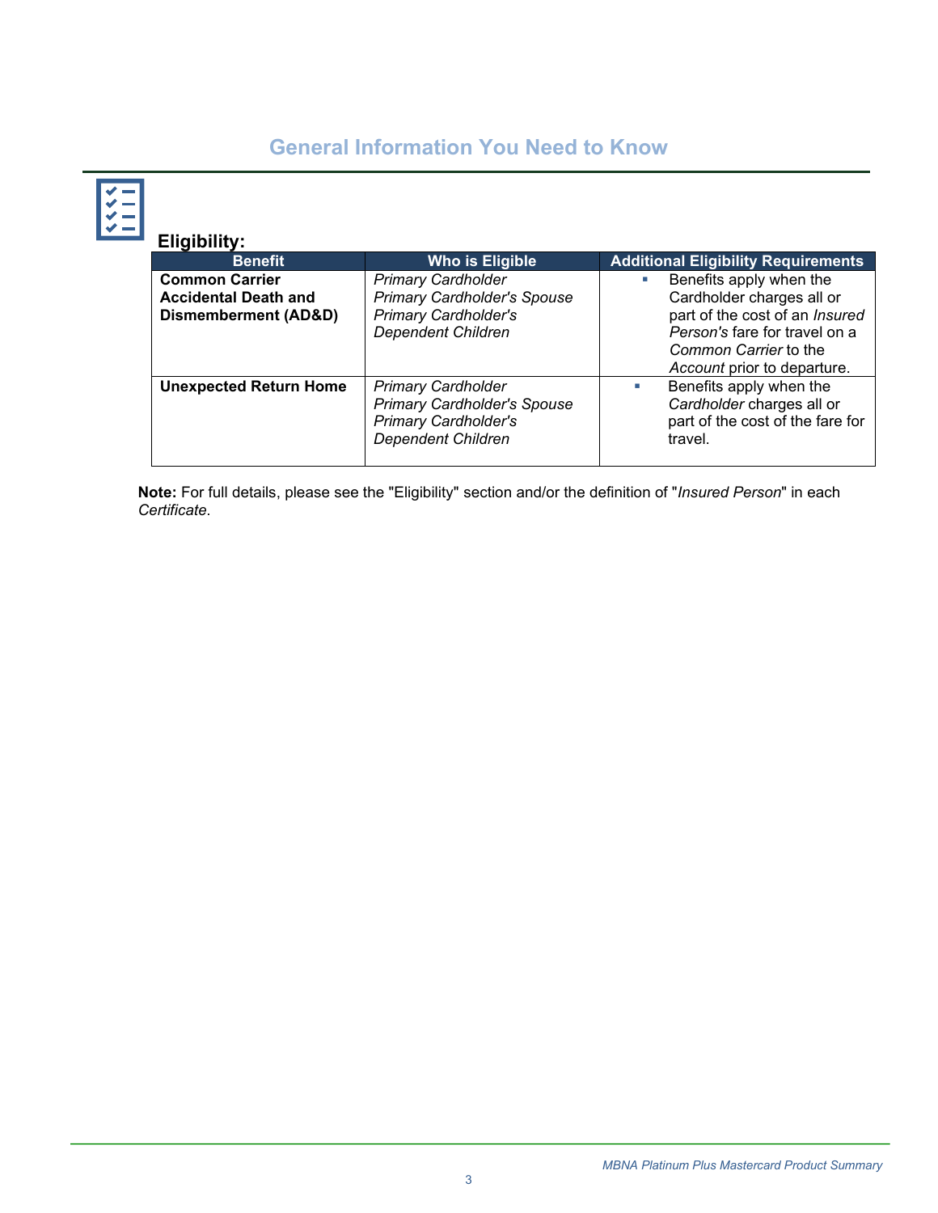## General Information You Need to Know

### Eligibility:

| Benefit | Who is Eligible | Additional Eligibility Requirements |
|---|---|---|
| **Common Carrier Accidental Death and Dismemberment (AD&D)** | *Primary Cardholder*<br>*Primary Cardholder's Spouse*<br>*Primary Cardholder's Dependent Children* | ▪ Benefits apply when the Cardholder charges all or part of the cost of an *Insured Person's* fare for travel on a *Common Carrier* to the *Account* prior to departure. |
| **Unexpected Return Home** | *Primary Cardholder*<br>*Primary Cardholder's Spouse*<br>*Primary Cardholder's Dependent Children* | ▪ Benefits apply when the *Cardholder* charges all or part of the cost of the fare for travel. |

**Note:** For full details, please see the "Eligibility" section and/or the definition of "*Insured Person*" in each *Certificate*.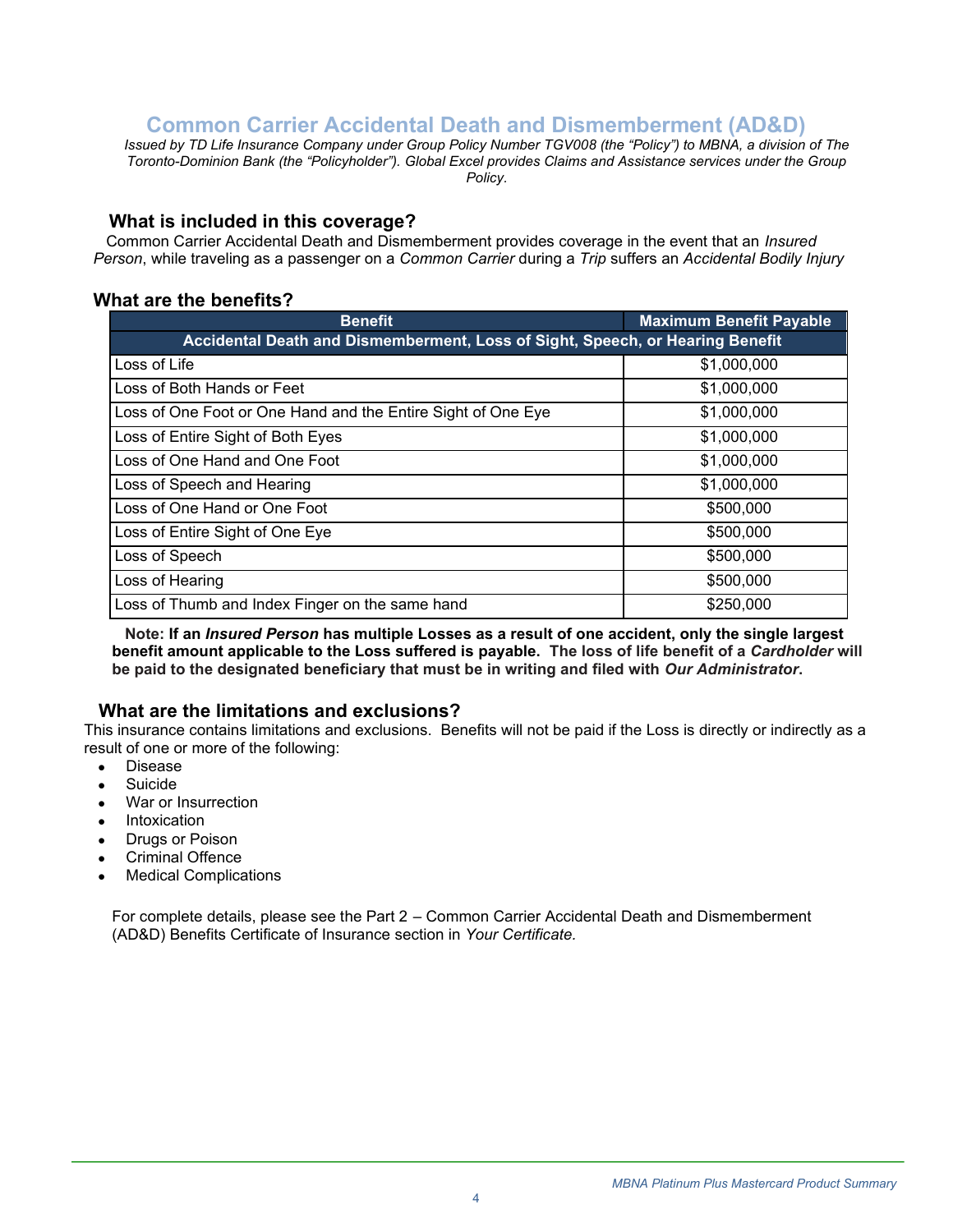# Common Carrier Accidental Death and Dismemberment (AD&D)

*Issued by TD Life Insurance Company under Group Policy Number TGV008 (the "Policy") to MBNA, a division of The Toronto-Dominion Bank (the "Policyholder"). Global Excel provides Claims and Assistance services under the Group Policy.*

## What is included in this coverage?

Common Carrier Accidental Death and Dismemberment provides coverage in the event that an *Insured Person*, while traveling as a passenger on a *Common Carrier* during a *Trip* suffers an *Accidental Bodily Injury*

## What are the benefits?

| Benefit | Maximum Benefit Payable |
|---|---|
| **Accidental Death and Dismemberment, Loss of Sight, Speech, or Hearing Benefit** | |
| Loss of Life | $1,000,000 |
| Loss of Both Hands or Feet | $1,000,000 |
| Loss of One Foot or One Hand and the Entire Sight of One Eye | $1,000,000 |
| Loss of Entire Sight of Both Eyes | $1,000,000 |
| Loss of One Hand and One Foot | $1,000,000 |
| Loss of Speech and Hearing | $1,000,000 |
| Loss of One Hand or One Foot | $500,000 |
| Loss of Entire Sight of One Eye | $500,000 |
| Loss of Speech | $500,000 |
| Loss of Hearing | $500,000 |
| Loss of Thumb and Index Finger on the same hand | $250,000 |

**Note: If an *Insured Person* has multiple Losses as a result of one accident, only the single largest benefit amount applicable to the Loss suffered is payable. The loss of life benefit of a *Cardholder* will be paid to the designated beneficiary that must be in writing and filed with *Our Administrator*.**

## What are the limitations and exclusions?

This insurance contains limitations and exclusions. Benefits will not be paid if the Loss is directly or indirectly as a result of one or more of the following:

- Disease
- Suicide
- War or Insurrection
- Intoxication
- Drugs or Poison
- Criminal Offence
- Medical Complications

For complete details, please see the Part 2 – Common Carrier Accidental Death and Dismemberment (AD&D) Benefits Certificate of Insurance section in *Your Certificate.*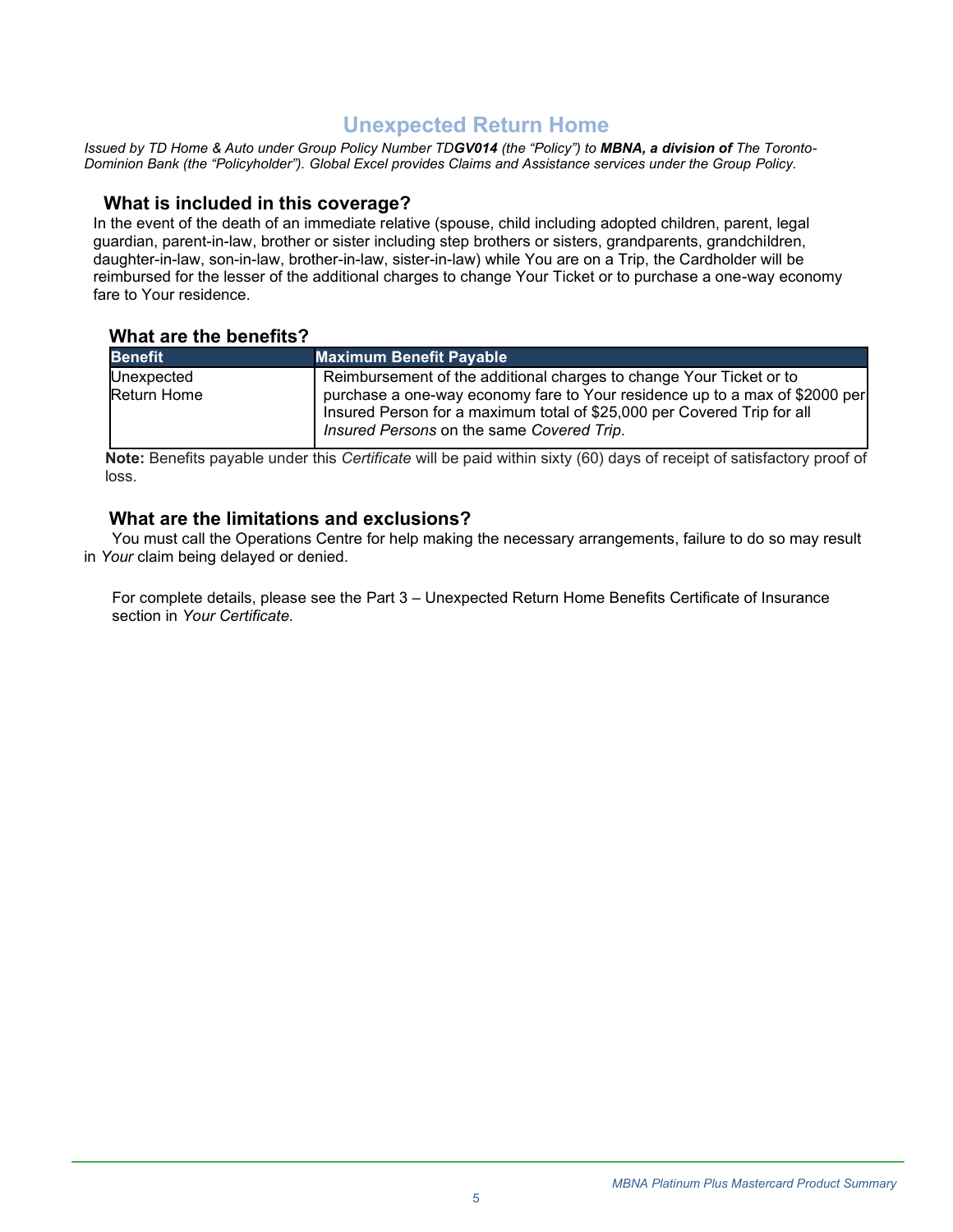# Unexpected Return Home

*Issued by TD Home & Auto under Group Policy Number TD**GV014** (the "Policy") to **MBNA, a division of** The Toronto-Dominion Bank (the "Policyholder"). Global Excel provides Claims and Assistance services under the Group Policy.*

## What is included in this coverage?

In the event of the death of an immediate relative (spouse, child including adopted children, parent, legal guardian, parent-in-law, brother or sister including step brothers or sisters, grandparents, grandchildren, daughter-in-law, son-in-law, brother-in-law, sister-in-law) while You are on a Trip, the Cardholder will be reimbursed for the lesser of the additional charges to change Your Ticket or to purchase a one-way economy fare to Your residence.

## What are the benefits?

| Benefit | Maximum Benefit Payable |
|---|---|
| Unexpected Return Home | Reimbursement of the additional charges to change Your Ticket or to purchase a one-way economy fare to Your residence up to a max of $2000 per Insured Person for a maximum total of $25,000 per Covered Trip for all *Insured Persons* on the same *Covered Trip*. |

**Note:** Benefits payable under this *Certificate* will be paid within sixty (60) days of receipt of satisfactory proof of loss.

## What are the limitations and exclusions?

You must call the Operations Centre for help making the necessary arrangements, failure to do so may result in *Your* claim being delayed or denied.

For complete details, please see the Part 3 – Unexpected Return Home Benefits Certificate of Insurance section in *Your Certificate.*